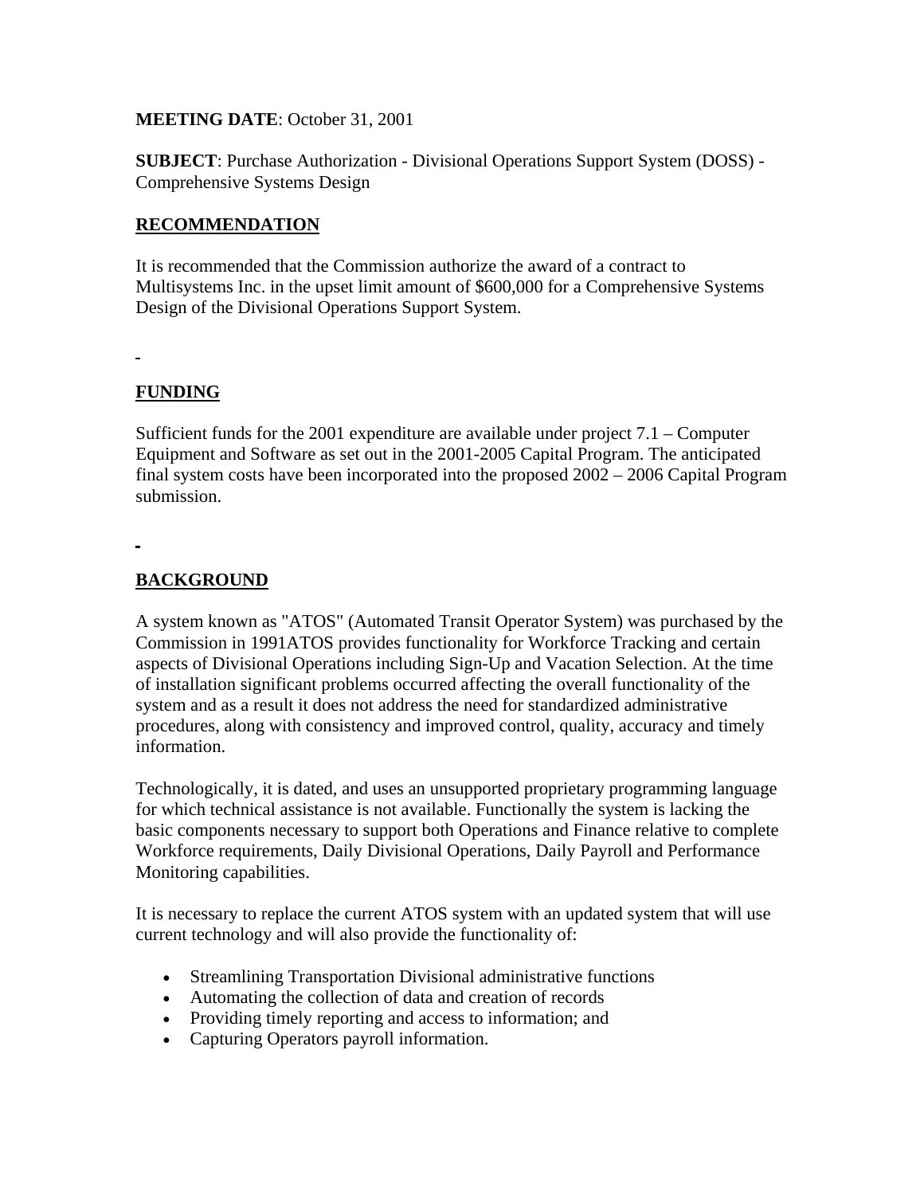**MEETING DATE**: October 31, 2001

**SUBJECT**: Purchase Authorization - Divisional Operations Support System (DOSS) - Comprehensive Systems Design

## RECOMMENDATION

It is recommended that the Commission authorize the award of a contract to Multisystems Inc. in the upset limit amount of $600,000 for a Comprehensive Systems Design of the Divisional Operations Support System.

## FUNDING

Sufficient funds for the 2001 expenditure are available under project 7.1 – Computer Equipment and Software as set out in the 2001-2005 Capital Program. The anticipated final system costs have been incorporated into the proposed 2002 – 2006 Capital Program submission.

## BACKGROUND

A system known as "ATOS" (Automated Transit Operator System) was purchased by the Commission in 1991ATOS provides functionality for Workforce Tracking and certain aspects of Divisional Operations including Sign-Up and Vacation Selection. At the time of installation significant problems occurred affecting the overall functionality of the system and as a result it does not address the need for standardized administrative procedures, along with consistency and improved control, quality, accuracy and timely information.

Technologically, it is dated, and uses an unsupported proprietary programming language for which technical assistance is not available. Functionally the system is lacking the basic components necessary to support both Operations and Finance relative to complete Workforce requirements, Daily Divisional Operations, Daily Payroll and Performance Monitoring capabilities.

It is necessary to replace the current ATOS system with an updated system that will use current technology and will also provide the functionality of:

- Streamlining Transportation Divisional administrative functions
- Automating the collection of data and creation of records
- Providing timely reporting and access to information; and
- Capturing Operators payroll information.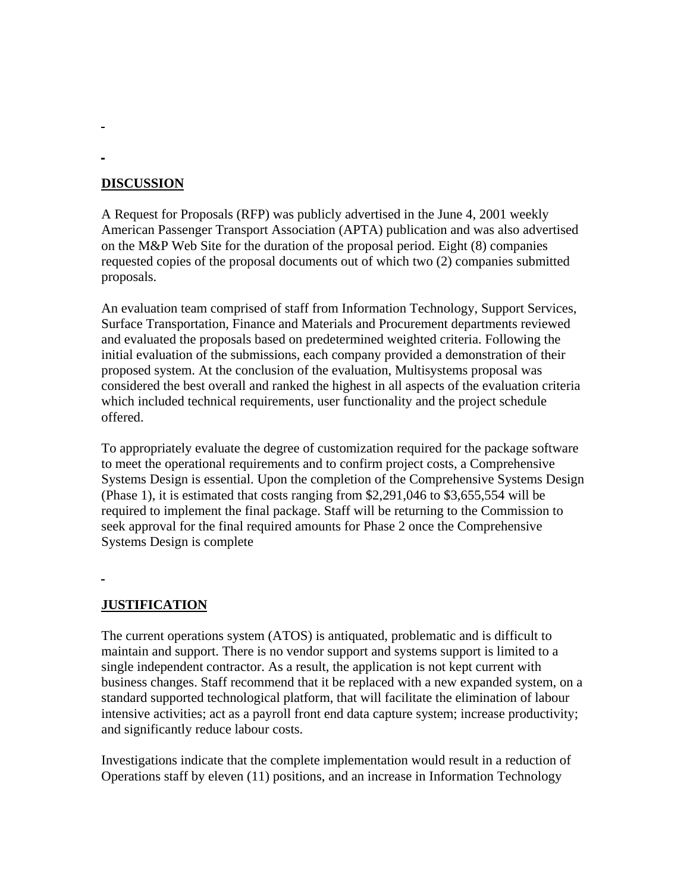## DISCUSSION

A Request for Proposals (RFP) was publicly advertised in the June 4, 2001 weekly American Passenger Transport Association (APTA) publication and was also advertised on the M&P Web Site for the duration of the proposal period. Eight (8) companies requested copies of the proposal documents out of which two (2) companies submitted proposals.

An evaluation team comprised of staff from Information Technology, Support Services, Surface Transportation, Finance and Materials and Procurement departments reviewed and evaluated the proposals based on predetermined weighted criteria. Following the initial evaluation of the submissions, each company provided a demonstration of their proposed system. At the conclusion of the evaluation, Multisystems proposal was considered the best overall and ranked the highest in all aspects of the evaluation criteria which included technical requirements, user functionality and the project schedule offered.

To appropriately evaluate the degree of customization required for the package software to meet the operational requirements and to confirm project costs, a Comprehensive Systems Design is essential. Upon the completion of the Comprehensive Systems Design (Phase 1), it is estimated that costs ranging from $2,291,046 to $3,655,554 will be required to implement the final package. Staff will be returning to the Commission to seek approval for the final required amounts for Phase 2 once the Comprehensive Systems Design is complete

## JUSTIFICATION

The current operations system (ATOS) is antiquated, problematic and is difficult to maintain and support. There is no vendor support and systems support is limited to a single independent contractor. As a result, the application is not kept current with business changes. Staff recommend that it be replaced with a new expanded system, on a standard supported technological platform, that will facilitate the elimination of labour intensive activities; act as a payroll front end data capture system; increase productivity; and significantly reduce labour costs.

Investigations indicate that the complete implementation would result in a reduction of Operations staff by eleven (11) positions, and an increase in Information Technology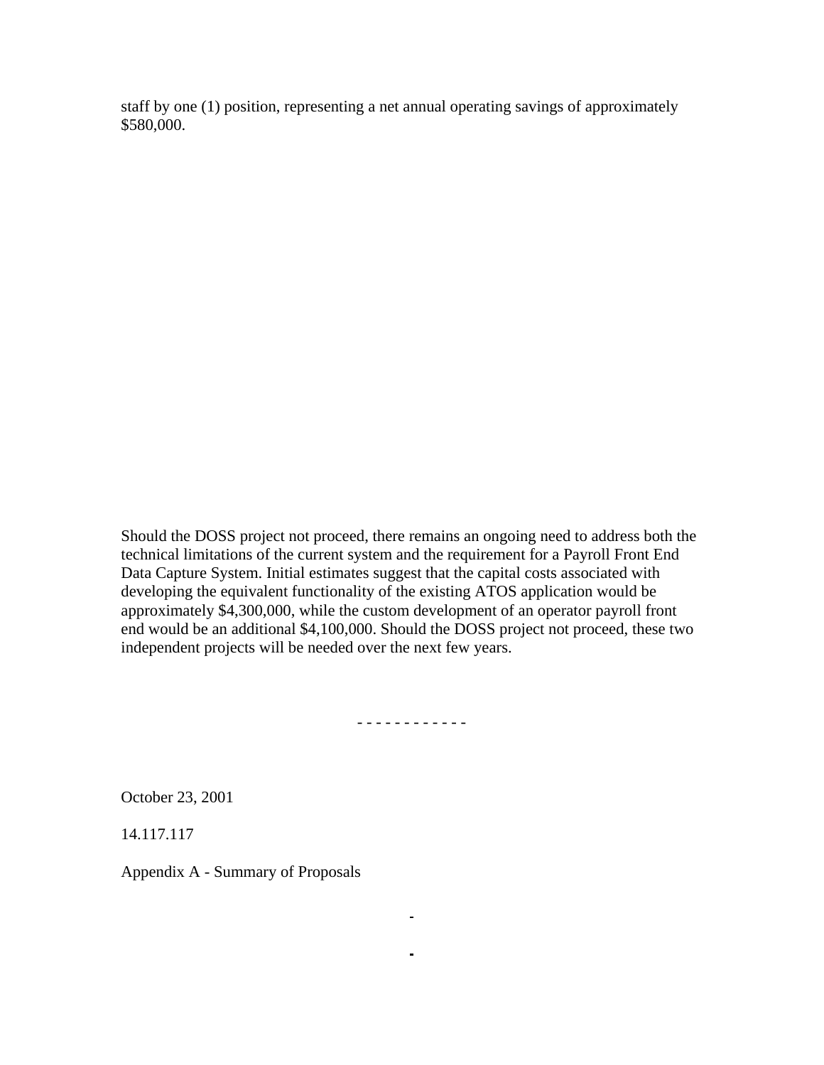staff by one (1) position, representing a net annual operating savings of approximately $580,000.

Should the DOSS project not proceed, there remains an ongoing need to address both the technical limitations of the current system and the requirement for a Payroll Front End Data Capture System. Initial estimates suggest that the capital costs associated with developing the equivalent functionality of the existing ATOS application would be approximately $4,300,000, while the custom development of an operator payroll front end would be an additional $4,100,000. Should the DOSS project not proceed, these two independent projects will be needed over the next few years.

- - - - - - - - - - - -

October 23, 2001

14.117.117

Appendix A - Summary of Proposals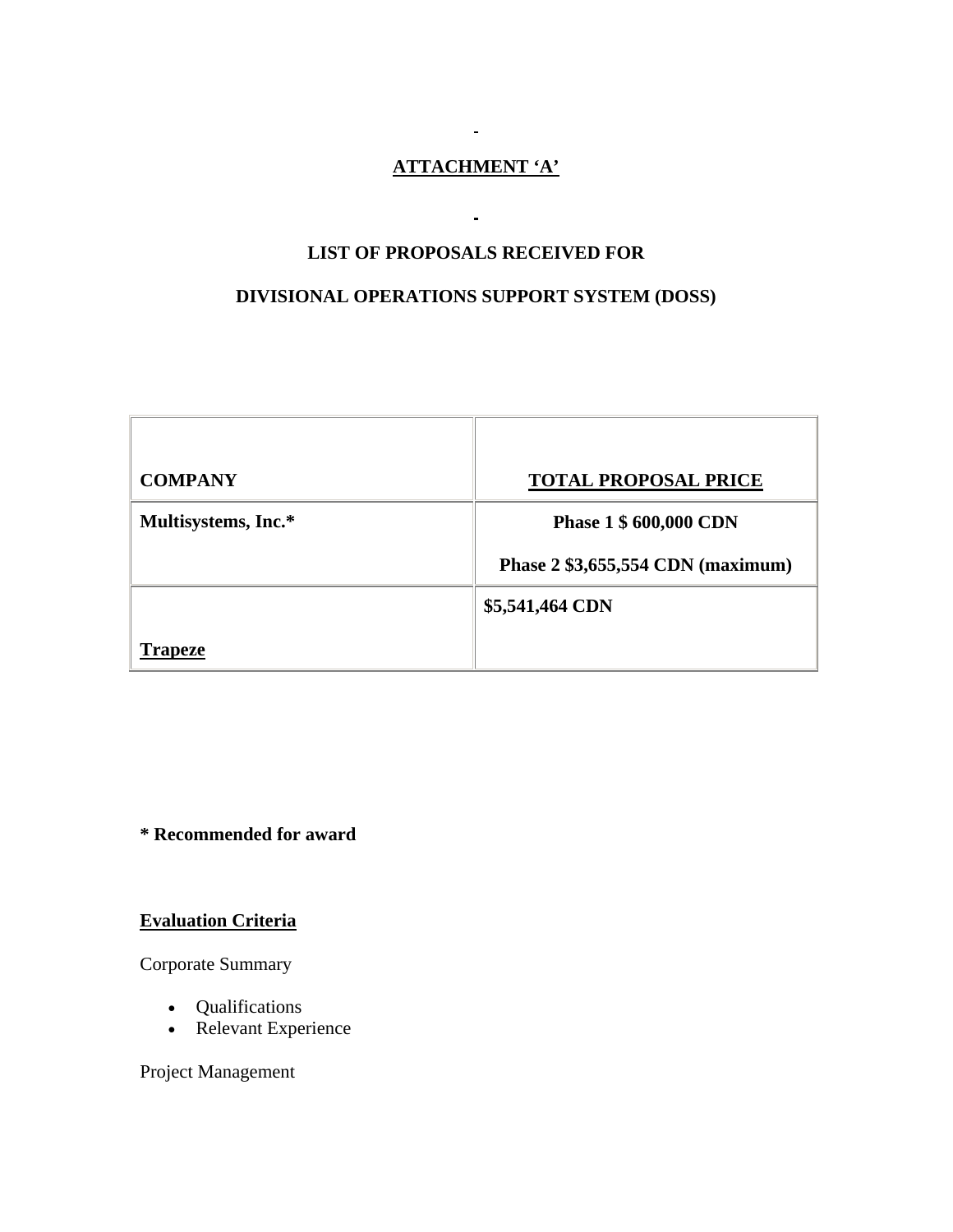## ATTACHMENT 'A'

## LIST OF PROPOSALS RECEIVED FOR

## DIVISIONAL OPERATIONS SUPPORT SYSTEM (DOSS)

| COMPANY | TOTAL PROPOSAL PRICE |
|---|---|
| **Multisystems, Inc.*** | **Phase 1 $ 600,000 CDN**<br>**Phase 2 $3,655,554 CDN (maximum)** |
| **Trapeze** | **$5,541,464 CDN** |

**\* Recommended for award**

**Evaluation Criteria**

Corporate Summary

- Qualifications
- Relevant Experience

Project Management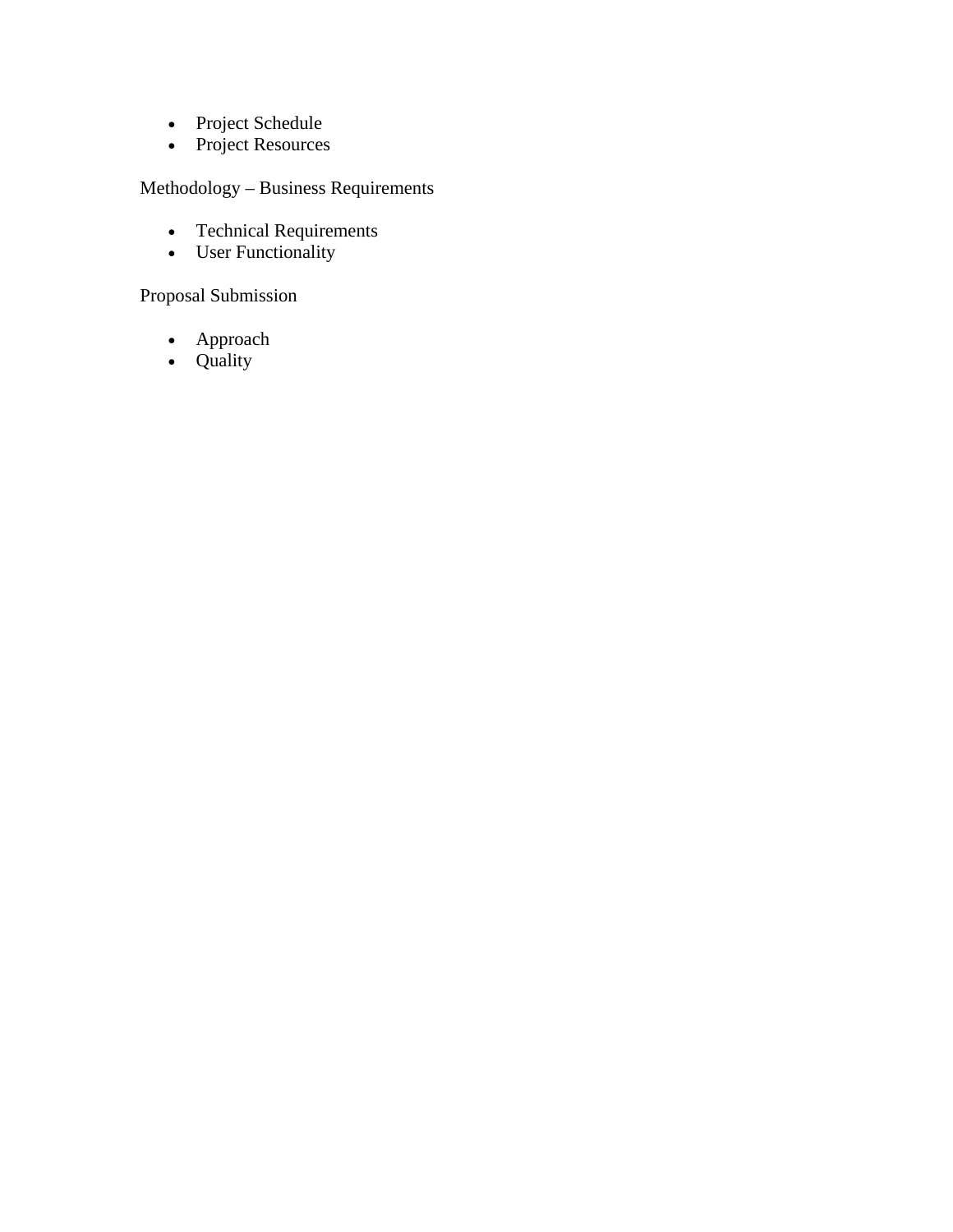- Project Schedule
- Project Resources

Methodology – Business Requirements

- Technical Requirements
- User Functionality

Proposal Submission

- Approach
- Quality